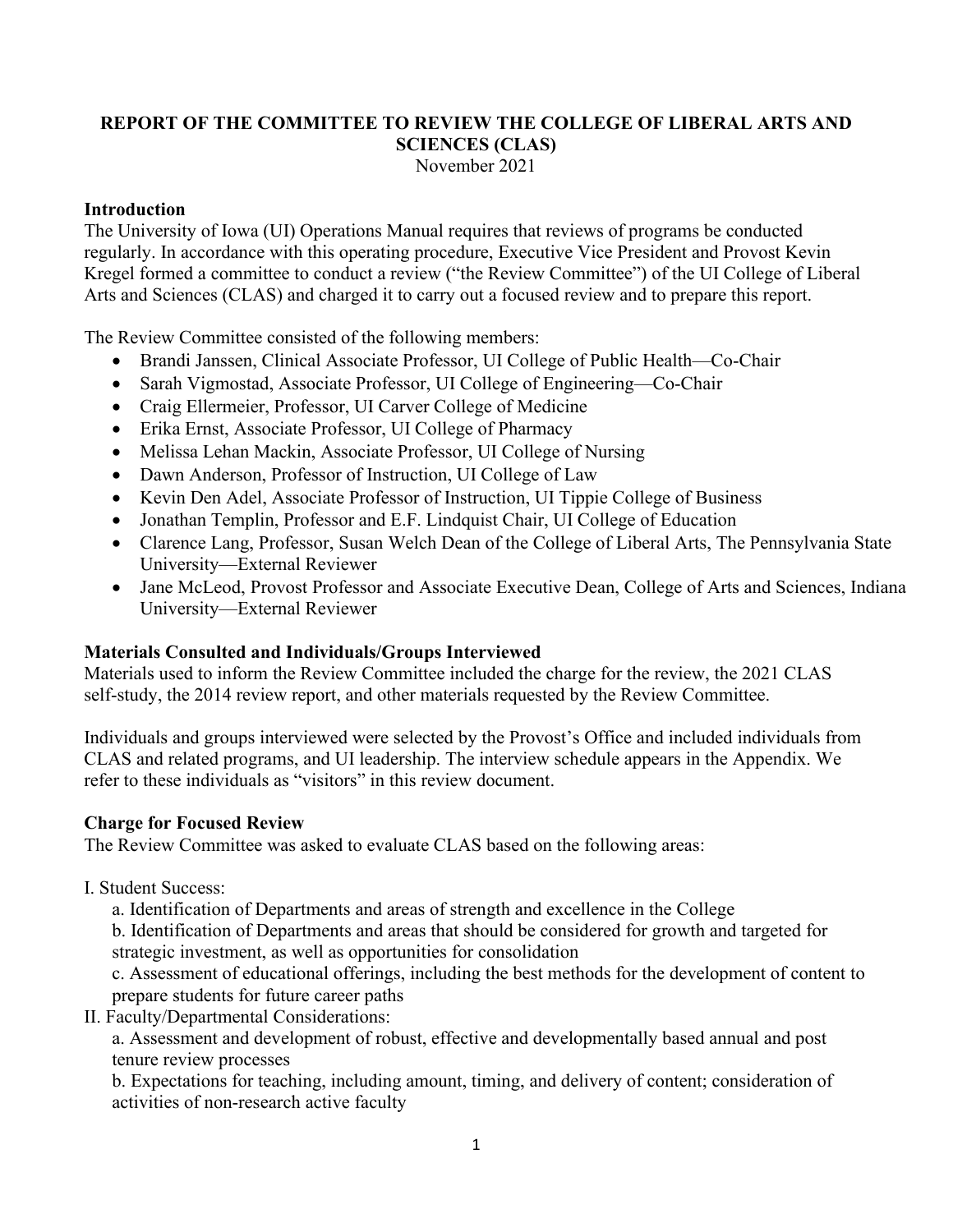# REPORT OF THE COMMITTEE TO REVIEW THE COLLEGE OF LIBERAL ARTS AND SCIENCES (CLAS)

November 2021

## Introduction

The University of Iowa (UI) Operations Manual requires that reviews of programs be conducted regularly. In accordance with this operating procedure, Executive Vice President and Provost Kevin Kregel formed a committee to conduct a review ("the Review Committee") of the UI College of Liberal Arts and Sciences (CLAS) and charged it to carry out a focused review and to prepare this report.

The Review Committee consisted of the following members:

- Brandi Janssen, Clinical Associate Professor, UI College of Public Health—Co-Chair
- Sarah Vigmostad, Associate Professor, UI College of Engineering—Co-Chair
- Craig Ellermeier, Professor, UI Carver College of Medicine
- Erika Ernst, Associate Professor, UI College of Pharmacy
- Melissa Lehan Mackin, Associate Professor, UI College of Nursing
- Dawn Anderson, Professor of Instruction, UI College of Law
- Kevin Den Adel, Associate Professor of Instruction, UI Tippie College of Business
- Jonathan Templin, Professor and E.F. Lindquist Chair, UI College of Education
- Clarence Lang, Professor, Susan Welch Dean of the College of Liberal Arts, The Pennsylvania State University—External Reviewer
- Jane McLeod, Provost Professor and Associate Executive Dean, College of Arts and Sciences, Indiana University—External Reviewer

## Materials Consulted and Individuals/Groups Interviewed

Materials used to inform the Review Committee included the charge for the review, the 2021 CLAS self-study, the 2014 review report, and other materials requested by the Review Committee.

Individuals and groups interviewed were selected by the Provost's Office and included individuals from CLAS and related programs, and UI leadership. The interview schedule appears in the Appendix. We refer to these individuals as "visitors" in this review document.

## Charge for Focused Review

The Review Committee was asked to evaluate CLAS based on the following areas:

I. Student Success:

   a. Identification of Departments and areas of strength and excellence in the College

   b. Identification of Departments and areas that should be considered for growth and targeted for strategic investment, as well as opportunities for consolidation

   c. Assessment of educational offerings, including the best methods for the development of content to prepare students for future career paths

II. Faculty/Departmental Considerations:

   a. Assessment and development of robust, effective and developmentally based annual and post tenure review processes

   b. Expectations for teaching, including amount, timing, and delivery of content; consideration of activities of non-research active faculty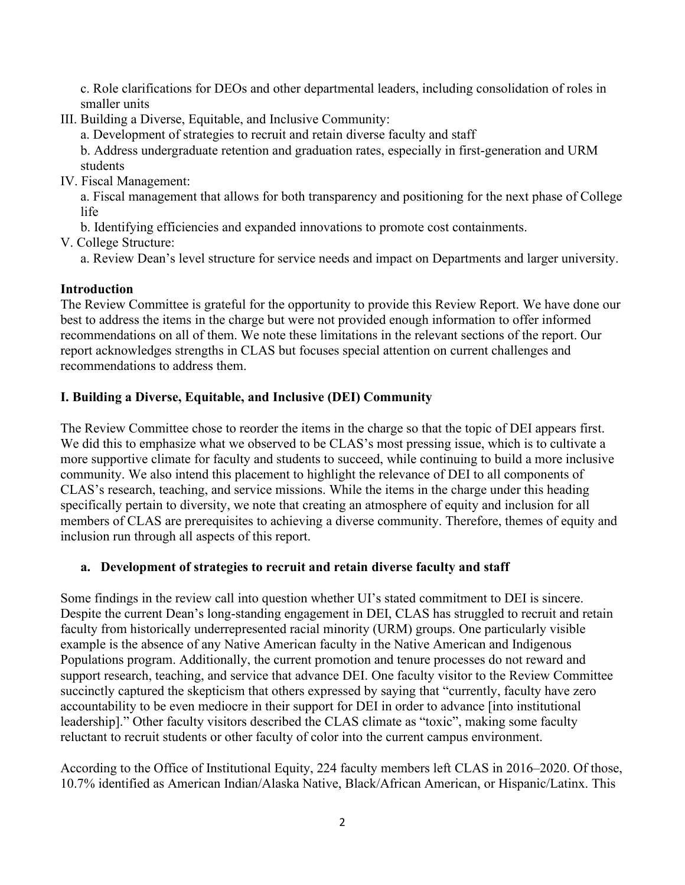c. Role clarifications for DEOs and other departmental leaders, including consolidation of roles in smaller units

III. Building a Diverse, Equitable, and Inclusive Community:

a. Development of strategies to recruit and retain diverse faculty and staff

b. Address undergraduate retention and graduation rates, especially in first-generation and URM students

IV. Fiscal Management:

a. Fiscal management that allows for both transparency and positioning for the next phase of College life

b. Identifying efficiencies and expanded innovations to promote cost containments.

V. College Structure:

a. Review Dean's level structure for service needs and impact on Departments and larger university.

**Introduction**

The Review Committee is grateful for the opportunity to provide this Review Report. We have done our best to address the items in the charge but were not provided enough information to offer informed recommendations on all of them. We note these limitations in the relevant sections of the report. Our report acknowledges strengths in CLAS but focuses special attention on current challenges and recommendations to address them.

## I. Building a Diverse, Equitable, and Inclusive (DEI) Community

The Review Committee chose to reorder the items in the charge so that the topic of DEI appears first. We did this to emphasize what we observed to be CLAS's most pressing issue, which is to cultivate a more supportive climate for faculty and students to succeed, while continuing to build a more inclusive community. We also intend this placement to highlight the relevance of DEI to all components of CLAS's research, teaching, and service missions. While the items in the charge under this heading specifically pertain to diversity, we note that creating an atmosphere of equity and inclusion for all members of CLAS are prerequisites to achieving a diverse community. Therefore, themes of equity and inclusion run through all aspects of this report.

### a. Development of strategies to recruit and retain diverse faculty and staff

Some findings in the review call into question whether UI's stated commitment to DEI is sincere. Despite the current Dean's long-standing engagement in DEI, CLAS has struggled to recruit and retain faculty from historically underrepresented racial minority (URM) groups. One particularly visible example is the absence of any Native American faculty in the Native American and Indigenous Populations program. Additionally, the current promotion and tenure processes do not reward and support research, teaching, and service that advance DEI. One faculty visitor to the Review Committee succinctly captured the skepticism that others expressed by saying that "currently, faculty have zero accountability to be even mediocre in their support for DEI in order to advance [into institutional leadership]." Other faculty visitors described the CLAS climate as "toxic", making some faculty reluctant to recruit students or other faculty of color into the current campus environment.

According to the Office of Institutional Equity, 224 faculty members left CLAS in 2016–2020. Of those, 10.7% identified as American Indian/Alaska Native, Black/African American, or Hispanic/Latinx. This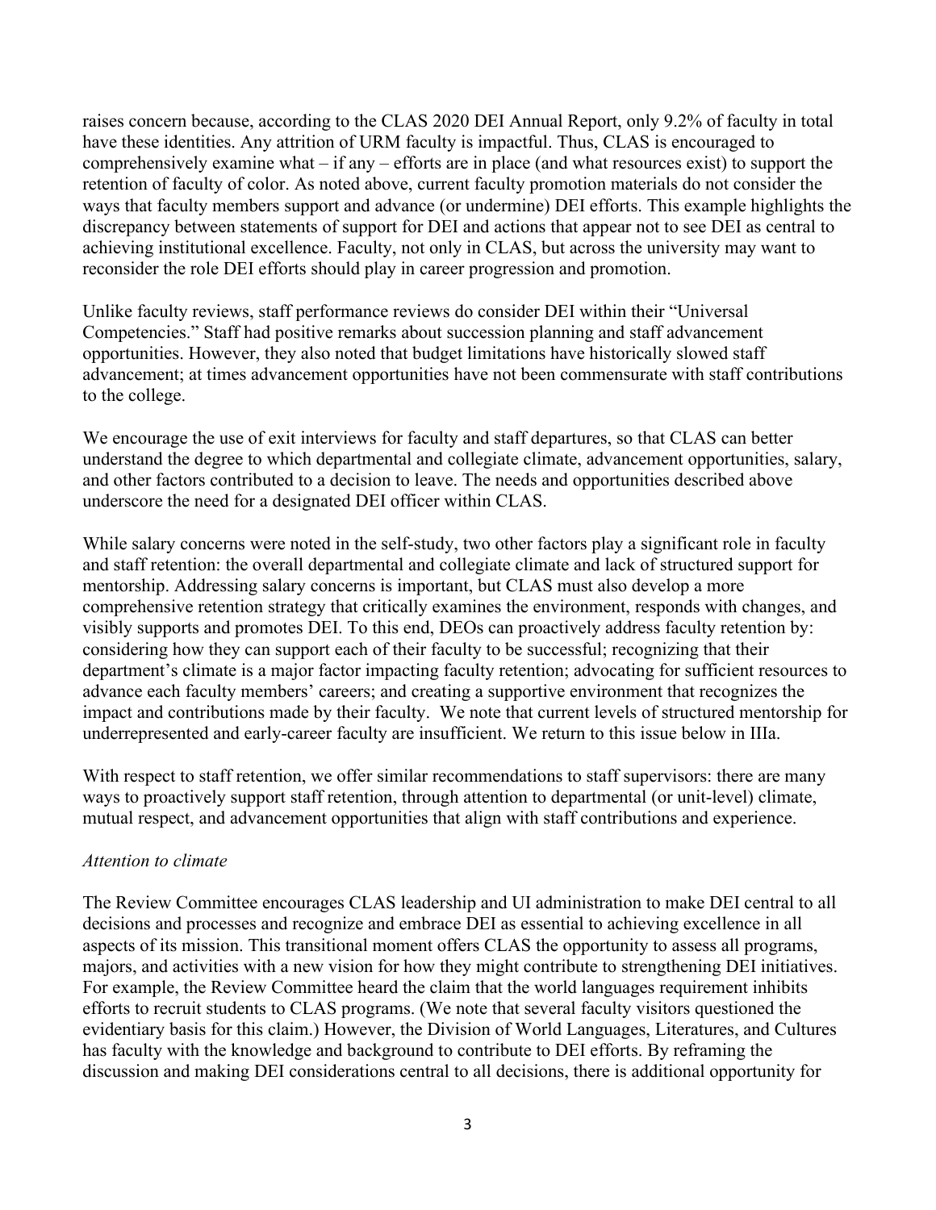raises concern because, according to the CLAS 2020 DEI Annual Report, only 9.2% of faculty in total have these identities. Any attrition of URM faculty is impactful. Thus, CLAS is encouraged to comprehensively examine what – if any – efforts are in place (and what resources exist) to support the retention of faculty of color. As noted above, current faculty promotion materials do not consider the ways that faculty members support and advance (or undermine) DEI efforts. This example highlights the discrepancy between statements of support for DEI and actions that appear not to see DEI as central to achieving institutional excellence. Faculty, not only in CLAS, but across the university may want to reconsider the role DEI efforts should play in career progression and promotion.

Unlike faculty reviews, staff performance reviews do consider DEI within their "Universal Competencies." Staff had positive remarks about succession planning and staff advancement opportunities. However, they also noted that budget limitations have historically slowed staff advancement; at times advancement opportunities have not been commensurate with staff contributions to the college.

We encourage the use of exit interviews for faculty and staff departures, so that CLAS can better understand the degree to which departmental and collegiate climate, advancement opportunities, salary, and other factors contributed to a decision to leave. The needs and opportunities described above underscore the need for a designated DEI officer within CLAS.

While salary concerns were noted in the self-study, two other factors play a significant role in faculty and staff retention: the overall departmental and collegiate climate and lack of structured support for mentorship. Addressing salary concerns is important, but CLAS must also develop a more comprehensive retention strategy that critically examines the environment, responds with changes, and visibly supports and promotes DEI. To this end, DEOs can proactively address faculty retention by: considering how they can support each of their faculty to be successful; recognizing that their department's climate is a major factor impacting faculty retention; advocating for sufficient resources to advance each faculty members' careers; and creating a supportive environment that recognizes the impact and contributions made by their faculty. We note that current levels of structured mentorship for underrepresented and early-career faculty are insufficient. We return to this issue below in IIIa.

With respect to staff retention, we offer similar recommendations to staff supervisors: there are many ways to proactively support staff retention, through attention to departmental (or unit-level) climate, mutual respect, and advancement opportunities that align with staff contributions and experience.

*Attention to climate*

The Review Committee encourages CLAS leadership and UI administration to make DEI central to all decisions and processes and recognize and embrace DEI as essential to achieving excellence in all aspects of its mission. This transitional moment offers CLAS the opportunity to assess all programs, majors, and activities with a new vision for how they might contribute to strengthening DEI initiatives. For example, the Review Committee heard the claim that the world languages requirement inhibits efforts to recruit students to CLAS programs. (We note that several faculty visitors questioned the evidentiary basis for this claim.) However, the Division of World Languages, Literatures, and Cultures has faculty with the knowledge and background to contribute to DEI efforts. By reframing the discussion and making DEI considerations central to all decisions, there is additional opportunity for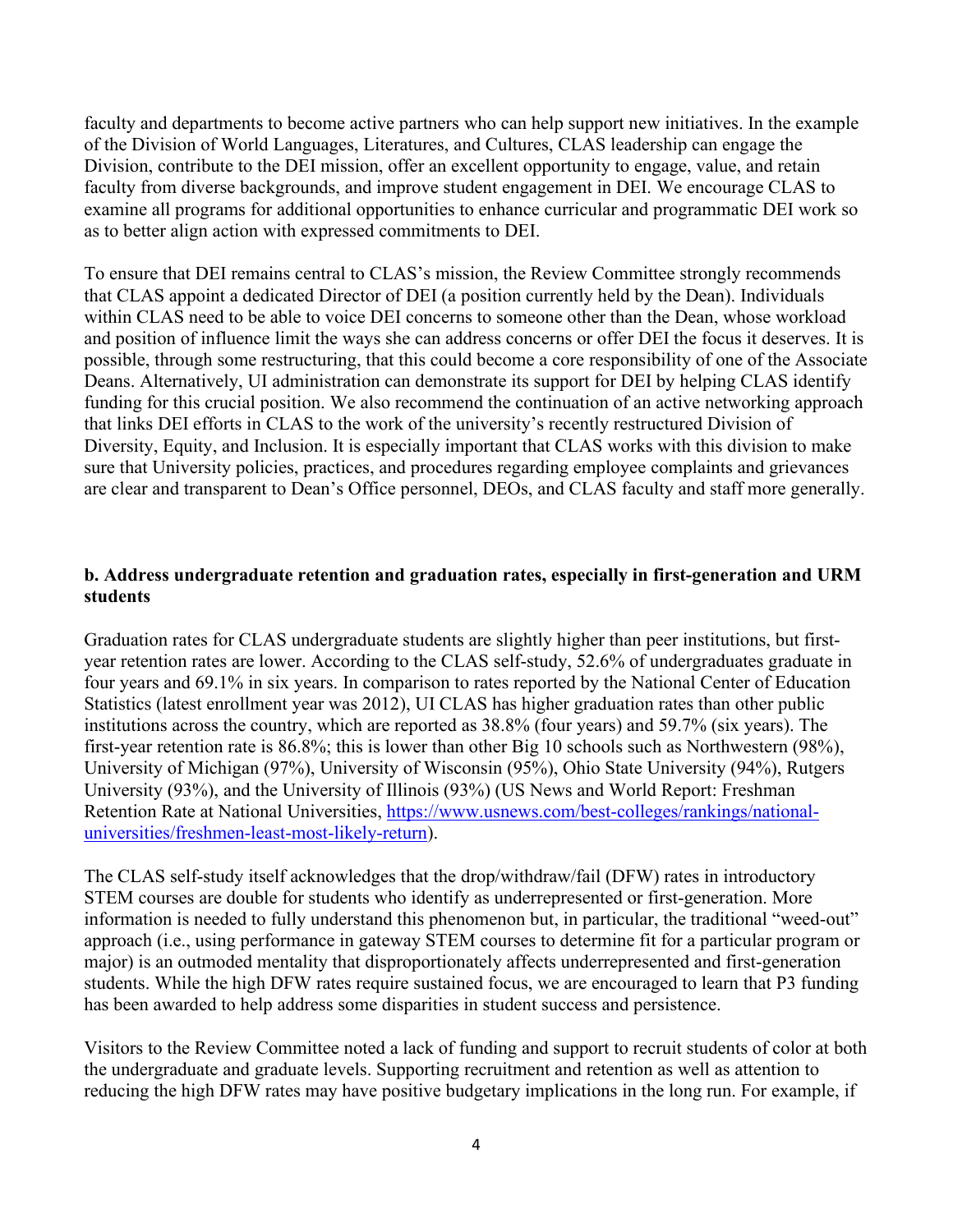faculty and departments to become active partners who can help support new initiatives. In the example of the Division of World Languages, Literatures, and Cultures, CLAS leadership can engage the Division, contribute to the DEI mission, offer an excellent opportunity to engage, value, and retain faculty from diverse backgrounds, and improve student engagement in DEI. We encourage CLAS to examine all programs for additional opportunities to enhance curricular and programmatic DEI work so as to better align action with expressed commitments to DEI.

To ensure that DEI remains central to CLAS's mission, the Review Committee strongly recommends that CLAS appoint a dedicated Director of DEI (a position currently held by the Dean). Individuals within CLAS need to be able to voice DEI concerns to someone other than the Dean, whose workload and position of influence limit the ways she can address concerns or offer DEI the focus it deserves. It is possible, through some restructuring, that this could become a core responsibility of one of the Associate Deans. Alternatively, UI administration can demonstrate its support for DEI by helping CLAS identify funding for this crucial position. We also recommend the continuation of an active networking approach that links DEI efforts in CLAS to the work of the university's recently restructured Division of Diversity, Equity, and Inclusion. It is especially important that CLAS works with this division to make sure that University policies, practices, and procedures regarding employee complaints and grievances are clear and transparent to Dean's Office personnel, DEOs, and CLAS faculty and staff more generally.

**b. Address undergraduate retention and graduation rates, especially in first-generation and URM students**

Graduation rates for CLAS undergraduate students are slightly higher than peer institutions, but first-year retention rates are lower. According to the CLAS self-study, 52.6% of undergraduates graduate in four years and 69.1% in six years. In comparison to rates reported by the National Center of Education Statistics (latest enrollment year was 2012), UI CLAS has higher graduation rates than other public institutions across the country, which are reported as 38.8% (four years) and 59.7% (six years). The first-year retention rate is 86.8%; this is lower than other Big 10 schools such as Northwestern (98%), University of Michigan (97%), University of Wisconsin (95%), Ohio State University (94%), Rutgers University (93%), and the University of Illinois (93%) (US News and World Report: Freshman Retention Rate at National Universities, [https://www.usnews.com/best-colleges/rankings/national-universities/freshmen-least-most-likely-return](https://www.usnews.com/best-colleges/rankings/national-universities/freshmen-least-most-likely-return)).

The CLAS self-study itself acknowledges that the drop/withdraw/fail (DFW) rates in introductory STEM courses are double for students who identify as underrepresented or first-generation. More information is needed to fully understand this phenomenon but, in particular, the traditional "weed-out" approach (i.e., using performance in gateway STEM courses to determine fit for a particular program or major) is an outmoded mentality that disproportionately affects underrepresented and first-generation students. While the high DFW rates require sustained focus, we are encouraged to learn that P3 funding has been awarded to help address some disparities in student success and persistence.

Visitors to the Review Committee noted a lack of funding and support to recruit students of color at both the undergraduate and graduate levels. Supporting recruitment and retention as well as attention to reducing the high DFW rates may have positive budgetary implications in the long run. For example, if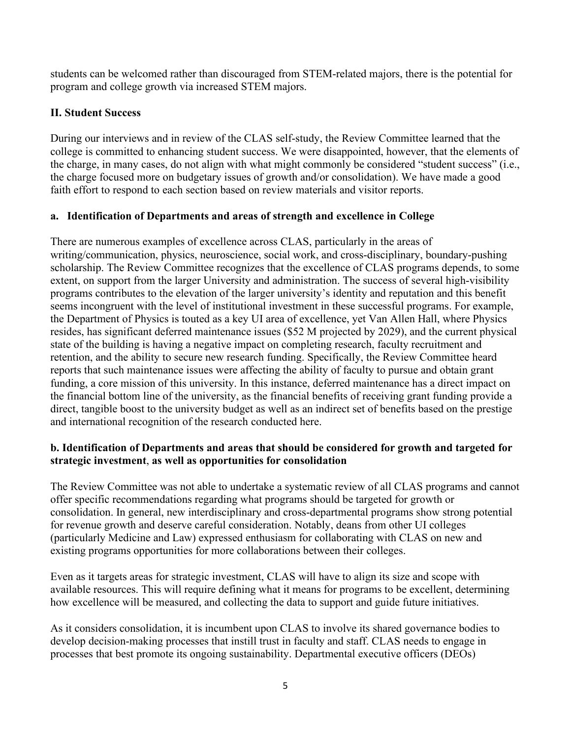students can be welcomed rather than discouraged from STEM-related majors, there is the potential for program and college growth via increased STEM majors.

## II. Student Success

During our interviews and in review of the CLAS self-study, the Review Committee learned that the college is committed to enhancing student success. We were disappointed, however, that the elements of the charge, in many cases, do not align with what might commonly be considered "student success" (i.e., the charge focused more on budgetary issues of growth and/or consolidation). We have made a good faith effort to respond to each section based on review materials and visitor reports.

### a. Identification of Departments and areas of strength and excellence in College

There are numerous examples of excellence across CLAS, particularly in the areas of writing/communication, physics, neuroscience, social work, and cross-disciplinary, boundary-pushing scholarship. The Review Committee recognizes that the excellence of CLAS programs depends, to some extent, on support from the larger University and administration. The success of several high-visibility programs contributes to the elevation of the larger university's identity and reputation and this benefit seems incongruent with the level of institutional investment in these successful programs. For example, the Department of Physics is touted as a key UI area of excellence, yet Van Allen Hall, where Physics resides, has significant deferred maintenance issues ($52 M projected by 2029), and the current physical state of the building is having a negative impact on completing research, faculty recruitment and retention, and the ability to secure new research funding. Specifically, the Review Committee heard reports that such maintenance issues were affecting the ability of faculty to pursue and obtain grant funding, a core mission of this university. In this instance, deferred maintenance has a direct impact on the financial bottom line of the university, as the financial benefits of receiving grant funding provide a direct, tangible boost to the university budget as well as an indirect set of benefits based on the prestige and international recognition of the research conducted here.

### b. Identification of Departments and areas that should be considered for growth and targeted for strategic investment, as well as opportunities for consolidation

The Review Committee was not able to undertake a systematic review of all CLAS programs and cannot offer specific recommendations regarding what programs should be targeted for growth or consolidation. In general, new interdisciplinary and cross-departmental programs show strong potential for revenue growth and deserve careful consideration. Notably, deans from other UI colleges (particularly Medicine and Law) expressed enthusiasm for collaborating with CLAS on new and existing programs opportunities for more collaborations between their colleges.

Even as it targets areas for strategic investment, CLAS will have to align its size and scope with available resources. This will require defining what it means for programs to be excellent, determining how excellence will be measured, and collecting the data to support and guide future initiatives.

As it considers consolidation, it is incumbent upon CLAS to involve its shared governance bodies to develop decision-making processes that instill trust in faculty and staff. CLAS needs to engage in processes that best promote its ongoing sustainability. Departmental executive officers (DEOs)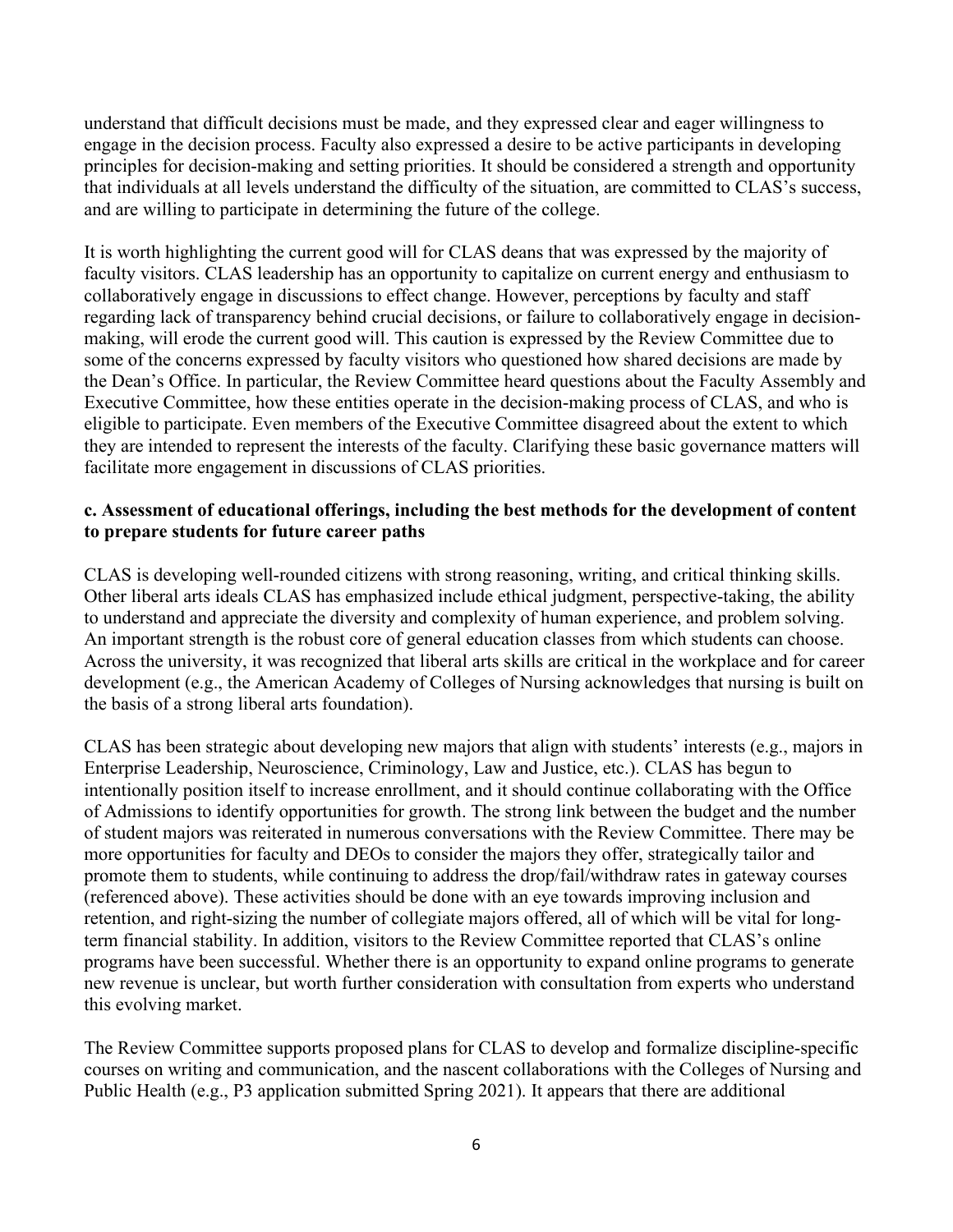understand that difficult decisions must be made, and they expressed clear and eager willingness to engage in the decision process. Faculty also expressed a desire to be active participants in developing principles for decision-making and setting priorities. It should be considered a strength and opportunity that individuals at all levels understand the difficulty of the situation, are committed to CLAS's success, and are willing to participate in determining the future of the college.

It is worth highlighting the current good will for CLAS deans that was expressed by the majority of faculty visitors. CLAS leadership has an opportunity to capitalize on current energy and enthusiasm to collaboratively engage in discussions to effect change. However, perceptions by faculty and staff regarding lack of transparency behind crucial decisions, or failure to collaboratively engage in decision-making, will erode the current good will. This caution is expressed by the Review Committee due to some of the concerns expressed by faculty visitors who questioned how shared decisions are made by the Dean's Office. In particular, the Review Committee heard questions about the Faculty Assembly and Executive Committee, how these entities operate in the decision-making process of CLAS, and who is eligible to participate. Even members of the Executive Committee disagreed about the extent to which they are intended to represent the interests of the faculty. Clarifying these basic governance matters will facilitate more engagement in discussions of CLAS priorities.

**c. Assessment of educational offerings, including the best methods for the development of content to prepare students for future career paths**

CLAS is developing well-rounded citizens with strong reasoning, writing, and critical thinking skills. Other liberal arts ideals CLAS has emphasized include ethical judgment, perspective-taking, the ability to understand and appreciate the diversity and complexity of human experience, and problem solving. An important strength is the robust core of general education classes from which students can choose. Across the university, it was recognized that liberal arts skills are critical in the workplace and for career development (e.g., the American Academy of Colleges of Nursing acknowledges that nursing is built on the basis of a strong liberal arts foundation).

CLAS has been strategic about developing new majors that align with students' interests (e.g., majors in Enterprise Leadership, Neuroscience, Criminology, Law and Justice, etc.). CLAS has begun to intentionally position itself to increase enrollment, and it should continue collaborating with the Office of Admissions to identify opportunities for growth. The strong link between the budget and the number of student majors was reiterated in numerous conversations with the Review Committee. There may be more opportunities for faculty and DEOs to consider the majors they offer, strategically tailor and promote them to students, while continuing to address the drop/fail/withdraw rates in gateway courses (referenced above). These activities should be done with an eye towards improving inclusion and retention, and right-sizing the number of collegiate majors offered, all of which will be vital for long-term financial stability. In addition, visitors to the Review Committee reported that CLAS's online programs have been successful. Whether there is an opportunity to expand online programs to generate new revenue is unclear, but worth further consideration with consultation from experts who understand this evolving market.

The Review Committee supports proposed plans for CLAS to develop and formalize discipline-specific courses on writing and communication, and the nascent collaborations with the Colleges of Nursing and Public Health (e.g., P3 application submitted Spring 2021). It appears that there are additional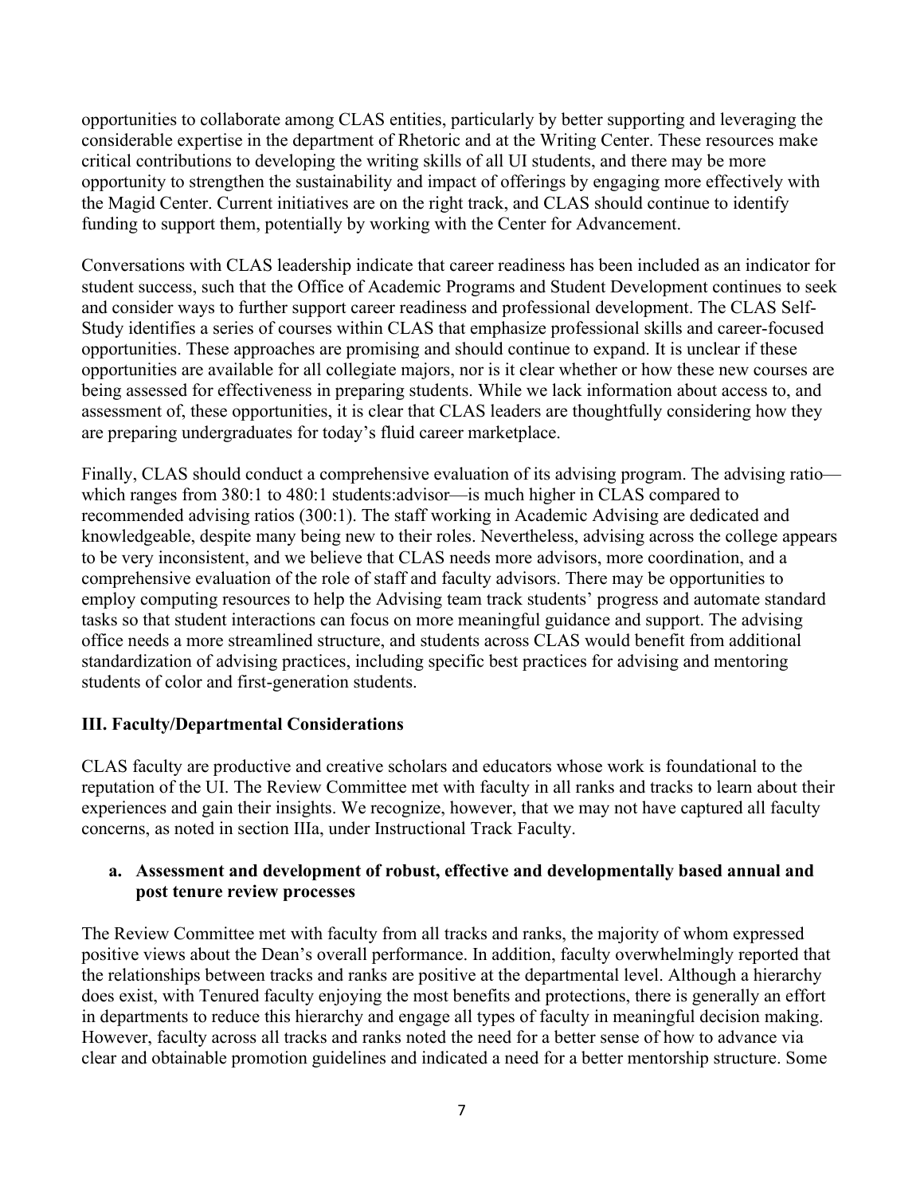opportunities to collaborate among CLAS entities, particularly by better supporting and leveraging the considerable expertise in the department of Rhetoric and at the Writing Center. These resources make critical contributions to developing the writing skills of all UI students, and there may be more opportunity to strengthen the sustainability and impact of offerings by engaging more effectively with the Magid Center. Current initiatives are on the right track, and CLAS should continue to identify funding to support them, potentially by working with the Center for Advancement.

Conversations with CLAS leadership indicate that career readiness has been included as an indicator for student success, such that the Office of Academic Programs and Student Development continues to seek and consider ways to further support career readiness and professional development. The CLAS Self-Study identifies a series of courses within CLAS that emphasize professional skills and career-focused opportunities. These approaches are promising and should continue to expand. It is unclear if these opportunities are available for all collegiate majors, nor is it clear whether or how these new courses are being assessed for effectiveness in preparing students. While we lack information about access to, and assessment of, these opportunities, it is clear that CLAS leaders are thoughtfully considering how they are preparing undergraduates for today's fluid career marketplace.

Finally, CLAS should conduct a comprehensive evaluation of its advising program. The advising ratio—which ranges from 380:1 to 480:1 students:advisor—is much higher in CLAS compared to recommended advising ratios (300:1). The staff working in Academic Advising are dedicated and knowledgeable, despite many being new to their roles. Nevertheless, advising across the college appears to be very inconsistent, and we believe that CLAS needs more advisors, more coordination, and a comprehensive evaluation of the role of staff and faculty advisors. There may be opportunities to employ computing resources to help the Advising team track students' progress and automate standard tasks so that student interactions can focus on more meaningful guidance and support. The advising office needs a more streamlined structure, and students across CLAS would benefit from additional standardization of advising practices, including specific best practices for advising and mentoring students of color and first-generation students.

## III. Faculty/Departmental Considerations

CLAS faculty are productive and creative scholars and educators whose work is foundational to the reputation of the UI. The Review Committee met with faculty in all ranks and tracks to learn about their experiences and gain their insights. We recognize, however, that we may not have captured all faculty concerns, as noted in section IIIa, under Instructional Track Faculty.

### a. Assessment and development of robust, effective and developmentally based annual and post tenure review processes

The Review Committee met with faculty from all tracks and ranks, the majority of whom expressed positive views about the Dean's overall performance. In addition, faculty overwhelmingly reported that the relationships between tracks and ranks are positive at the departmental level. Although a hierarchy does exist, with Tenured faculty enjoying the most benefits and protections, there is generally an effort in departments to reduce this hierarchy and engage all types of faculty in meaningful decision making. However, faculty across all tracks and ranks noted the need for a better sense of how to advance via clear and obtainable promotion guidelines and indicated a need for a better mentorship structure. Some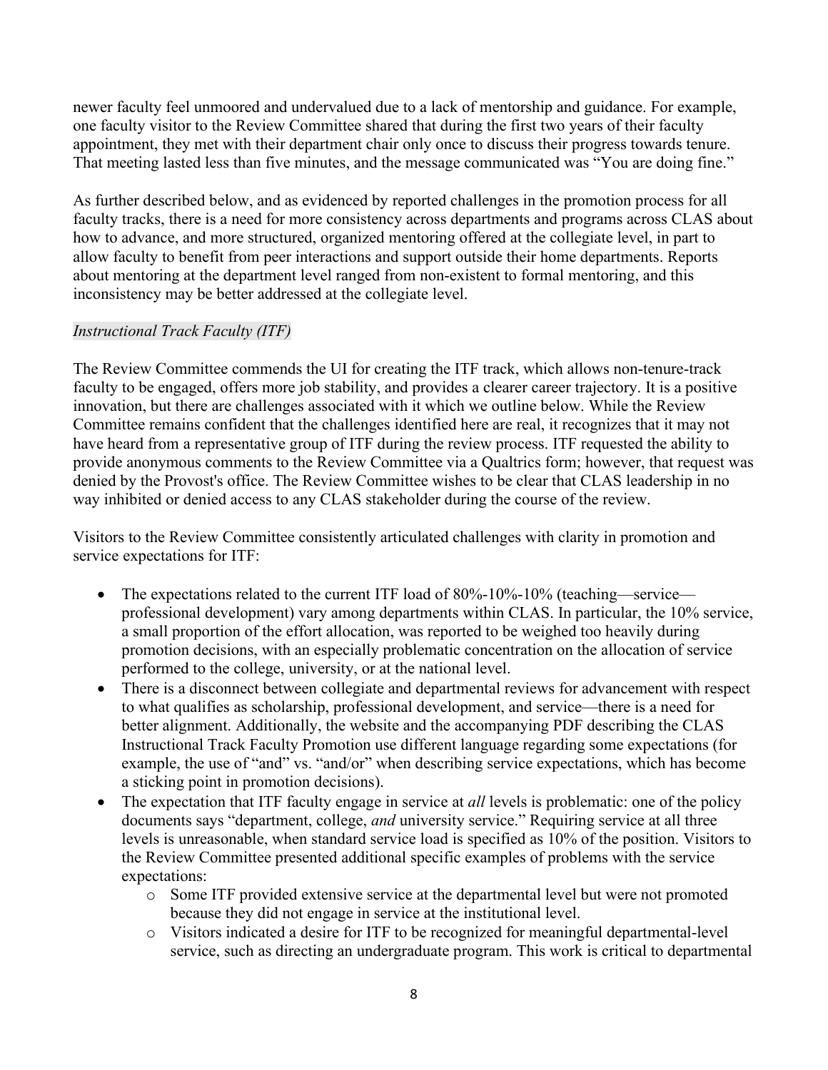newer faculty feel unmoored and undervalued due to a lack of mentorship and guidance. For example, one faculty visitor to the Review Committee shared that during the first two years of their faculty appointment, they met with their department chair only once to discuss their progress towards tenure. That meeting lasted less than five minutes, and the message communicated was "You are doing fine."

As further described below, and as evidenced by reported challenges in the promotion process for all faculty tracks, there is a need for more consistency across departments and programs across CLAS about how to advance, and more structured, organized mentoring offered at the collegiate level, in part to allow faculty to benefit from peer interactions and support outside their home departments. Reports about mentoring at the department level ranged from non-existent to formal mentoring, and this inconsistency may be better addressed at the collegiate level.

*Instructional Track Faculty (ITF)*

The Review Committee commends the UI for creating the ITF track, which allows non-tenure-track faculty to be engaged, offers more job stability, and provides a clearer career trajectory. It is a positive innovation, but there are challenges associated with it which we outline below. While the Review Committee remains confident that the challenges identified here are real, it recognizes that it may not have heard from a representative group of ITF during the review process. ITF requested the ability to provide anonymous comments to the Review Committee via a Qualtrics form; however, that request was denied by the Provost's office. The Review Committee wishes to be clear that CLAS leadership in no way inhibited or denied access to any CLAS stakeholder during the course of the review.

Visitors to the Review Committee consistently articulated challenges with clarity in promotion and service expectations for ITF:

- The expectations related to the current ITF load of 80%-10%-10% (teaching—service—professional development) vary among departments within CLAS. In particular, the 10% service, a small proportion of the effort allocation, was reported to be weighed too heavily during promotion decisions, with an especially problematic concentration on the allocation of service performed to the college, university, or at the national level.
- There is a disconnect between collegiate and departmental reviews for advancement with respect to what qualifies as scholarship, professional development, and service—there is a need for better alignment. Additionally, the website and the accompanying PDF describing the CLAS Instructional Track Faculty Promotion use different language regarding some expectations (for example, the use of "and" vs. "and/or" when describing service expectations, which has become a sticking point in promotion decisions).
- The expectation that ITF faculty engage in service at *all* levels is problematic: one of the policy documents says "department, college, *and* university service." Requiring service at all three levels is unreasonable, when standard service load is specified as 10% of the position. Visitors to the Review Committee presented additional specific examples of problems with the service expectations:
  - Some ITF provided extensive service at the departmental level but were not promoted because they did not engage in service at the institutional level.
  - Visitors indicated a desire for ITF to be recognized for meaningful departmental-level service, such as directing an undergraduate program. This work is critical to departmental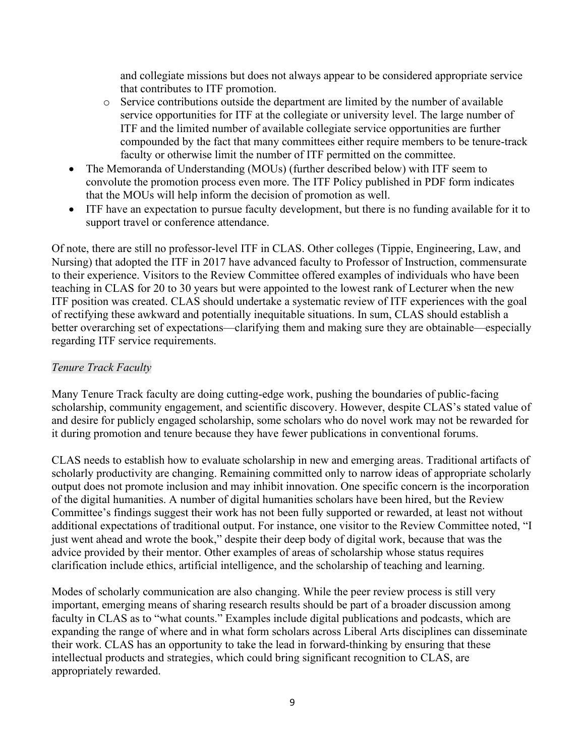- and collegiate missions but does not always appear to be considered appropriate service that contributes to ITF promotion.
  - Service contributions outside the department are limited by the number of available service opportunities for ITF at the collegiate or university level. The large number of ITF and the limited number of available collegiate service opportunities are further compounded by the fact that many committees either require members to be tenure-track faculty or otherwise limit the number of ITF permitted on the committee.
- The Memoranda of Understanding (MOUs) (further described below) with ITF seem to convolute the promotion process even more. The ITF Policy published in PDF form indicates that the MOUs will help inform the decision of promotion as well.
- ITF have an expectation to pursue faculty development, but there is no funding available for it to support travel or conference attendance.

Of note, there are still no professor-level ITF in CLAS. Other colleges (Tippie, Engineering, Law, and Nursing) that adopted the ITF in 2017 have advanced faculty to Professor of Instruction, commensurate to their experience. Visitors to the Review Committee offered examples of individuals who have been teaching in CLAS for 20 to 30 years but were appointed to the lowest rank of Lecturer when the new ITF position was created. CLAS should undertake a systematic review of ITF experiences with the goal of rectifying these awkward and potentially inequitable situations. In sum, CLAS should establish a better overarching set of expectations—clarifying them and making sure they are obtainable—especially regarding ITF service requirements.

*Tenure Track Faculty*

Many Tenure Track faculty are doing cutting-edge work, pushing the boundaries of public-facing scholarship, community engagement, and scientific discovery. However, despite CLAS's stated value of and desire for publicly engaged scholarship, some scholars who do novel work may not be rewarded for it during promotion and tenure because they have fewer publications in conventional forums.

CLAS needs to establish how to evaluate scholarship in new and emerging areas. Traditional artifacts of scholarly productivity are changing. Remaining committed only to narrow ideas of appropriate scholarly output does not promote inclusion and may inhibit innovation. One specific concern is the incorporation of the digital humanities. A number of digital humanities scholars have been hired, but the Review Committee's findings suggest their work has not been fully supported or rewarded, at least not without additional expectations of traditional output. For instance, one visitor to the Review Committee noted, "I just went ahead and wrote the book," despite their deep body of digital work, because that was the advice provided by their mentor. Other examples of areas of scholarship whose status requires clarification include ethics, artificial intelligence, and the scholarship of teaching and learning.

Modes of scholarly communication are also changing. While the peer review process is still very important, emerging means of sharing research results should be part of a broader discussion among faculty in CLAS as to "what counts." Examples include digital publications and podcasts, which are expanding the range of where and in what form scholars across Liberal Arts disciplines can disseminate their work. CLAS has an opportunity to take the lead in forward-thinking by ensuring that these intellectual products and strategies, which could bring significant recognition to CLAS, are appropriately rewarded.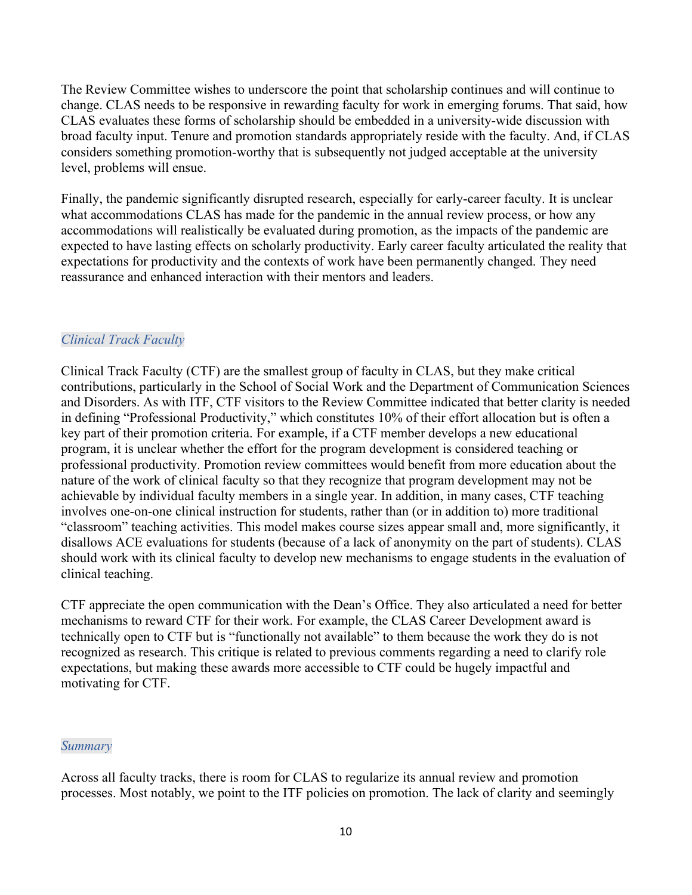The Review Committee wishes to underscore the point that scholarship continues and will continue to change. CLAS needs to be responsive in rewarding faculty for work in emerging forums. That said, how CLAS evaluates these forms of scholarship should be embedded in a university-wide discussion with broad faculty input. Tenure and promotion standards appropriately reside with the faculty. And, if CLAS considers something promotion-worthy that is subsequently not judged acceptable at the university level, problems will ensue.

Finally, the pandemic significantly disrupted research, especially for early-career faculty. It is unclear what accommodations CLAS has made for the pandemic in the annual review process, or how any accommodations will realistically be evaluated during promotion, as the impacts of the pandemic are expected to have lasting effects on scholarly productivity. Early career faculty articulated the reality that expectations for productivity and the contexts of work have been permanently changed. They need reassurance and enhanced interaction with their mentors and leaders.

### *Clinical Track Faculty*

Clinical Track Faculty (CTF) are the smallest group of faculty in CLAS, but they make critical contributions, particularly in the School of Social Work and the Department of Communication Sciences and Disorders. As with ITF, CTF visitors to the Review Committee indicated that better clarity is needed in defining "Professional Productivity," which constitutes 10% of their effort allocation but is often a key part of their promotion criteria. For example, if a CTF member develops a new educational program, it is unclear whether the effort for the program development is considered teaching or professional productivity. Promotion review committees would benefit from more education about the nature of the work of clinical faculty so that they recognize that program development may not be achievable by individual faculty members in a single year. In addition, in many cases, CTF teaching involves one-on-one clinical instruction for students, rather than (or in addition to) more traditional "classroom" teaching activities. This model makes course sizes appear small and, more significantly, it disallows ACE evaluations for students (because of a lack of anonymity on the part of students). CLAS should work with its clinical faculty to develop new mechanisms to engage students in the evaluation of clinical teaching.

CTF appreciate the open communication with the Dean's Office. They also articulated a need for better mechanisms to reward CTF for their work. For example, the CLAS Career Development award is technically open to CTF but is "functionally not available" to them because the work they do is not recognized as research. This critique is related to previous comments regarding a need to clarify role expectations, but making these awards more accessible to CTF could be hugely impactful and motivating for CTF.

### *Summary*

Across all faculty tracks, there is room for CLAS to regularize its annual review and promotion processes. Most notably, we point to the ITF policies on promotion. The lack of clarity and seemingly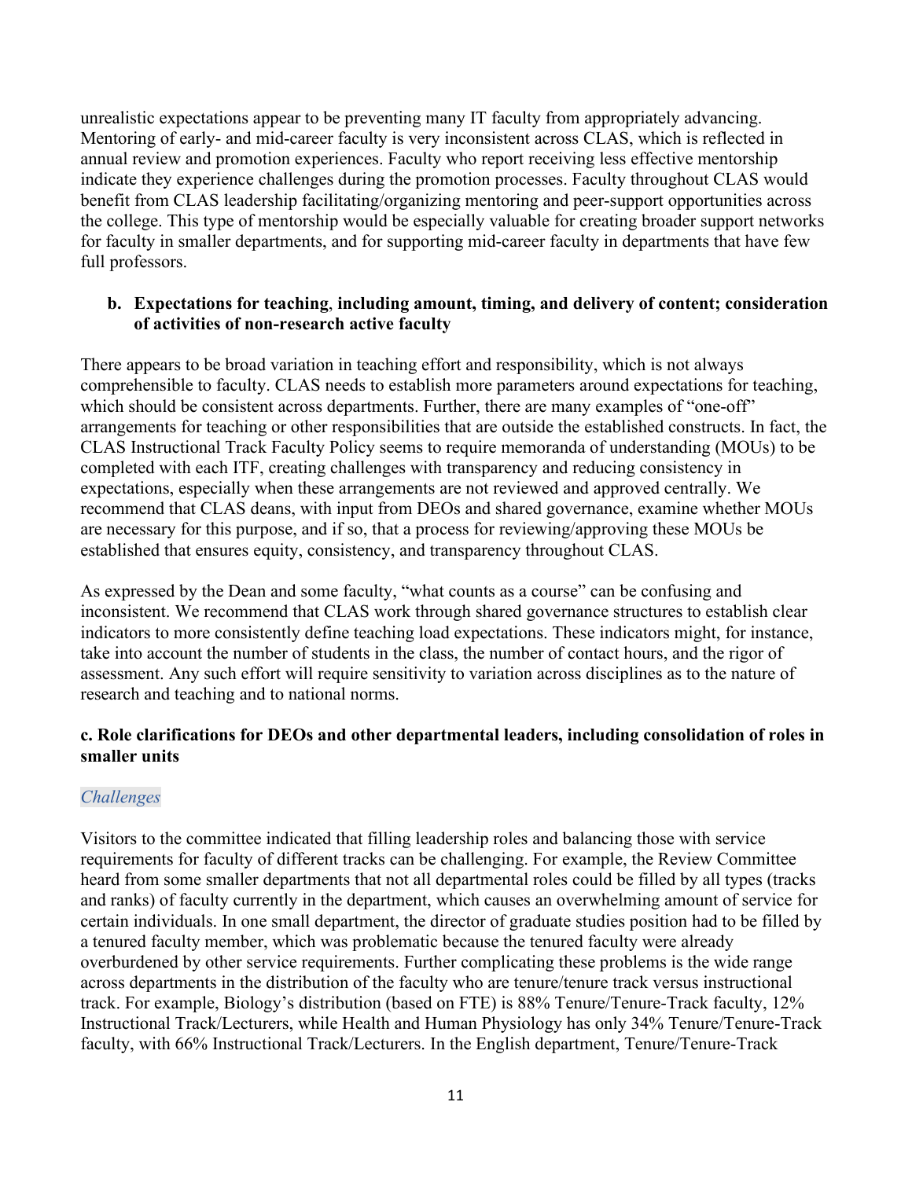unrealistic expectations appear to be preventing many IT faculty from appropriately advancing. Mentoring of early- and mid-career faculty is very inconsistent across CLAS, which is reflected in annual review and promotion experiences. Faculty who report receiving less effective mentorship indicate they experience challenges during the promotion processes. Faculty throughout CLAS would benefit from CLAS leadership facilitating/organizing mentoring and peer-support opportunities across the college. This type of mentorship would be especially valuable for creating broader support networks for faculty in smaller departments, and for supporting mid-career faculty in departments that have few full professors.

**b. Expectations for teaching, including amount, timing, and delivery of content; consideration of activities of non-research active faculty**

There appears to be broad variation in teaching effort and responsibility, which is not always comprehensible to faculty. CLAS needs to establish more parameters around expectations for teaching, which should be consistent across departments. Further, there are many examples of "one-off" arrangements for teaching or other responsibilities that are outside the established constructs. In fact, the CLAS Instructional Track Faculty Policy seems to require memoranda of understanding (MOUs) to be completed with each ITF, creating challenges with transparency and reducing consistency in expectations, especially when these arrangements are not reviewed and approved centrally. We recommend that CLAS deans, with input from DEOs and shared governance, examine whether MOUs are necessary for this purpose, and if so, that a process for reviewing/approving these MOUs be established that ensures equity, consistency, and transparency throughout CLAS.

As expressed by the Dean and some faculty, "what counts as a course" can be confusing and inconsistent. We recommend that CLAS work through shared governance structures to establish clear indicators to more consistently define teaching load expectations. These indicators might, for instance, take into account the number of students in the class, the number of contact hours, and the rigor of assessment. Any such effort will require sensitivity to variation across disciplines as to the nature of research and teaching and to national norms.

**c. Role clarifications for DEOs and other departmental leaders, including consolidation of roles in smaller units**

*Challenges*

Visitors to the committee indicated that filling leadership roles and balancing those with service requirements for faculty of different tracks can be challenging. For example, the Review Committee heard from some smaller departments that not all departmental roles could be filled by all types (tracks and ranks) of faculty currently in the department, which causes an overwhelming amount of service for certain individuals. In one small department, the director of graduate studies position had to be filled by a tenured faculty member, which was problematic because the tenured faculty were already overburdened by other service requirements. Further complicating these problems is the wide range across departments in the distribution of the faculty who are tenure/tenure track versus instructional track. For example, Biology's distribution (based on FTE) is 88% Tenure/Tenure-Track faculty, 12% Instructional Track/Lecturers, while Health and Human Physiology has only 34% Tenure/Tenure-Track faculty, with 66% Instructional Track/Lecturers. In the English department, Tenure/Tenure-Track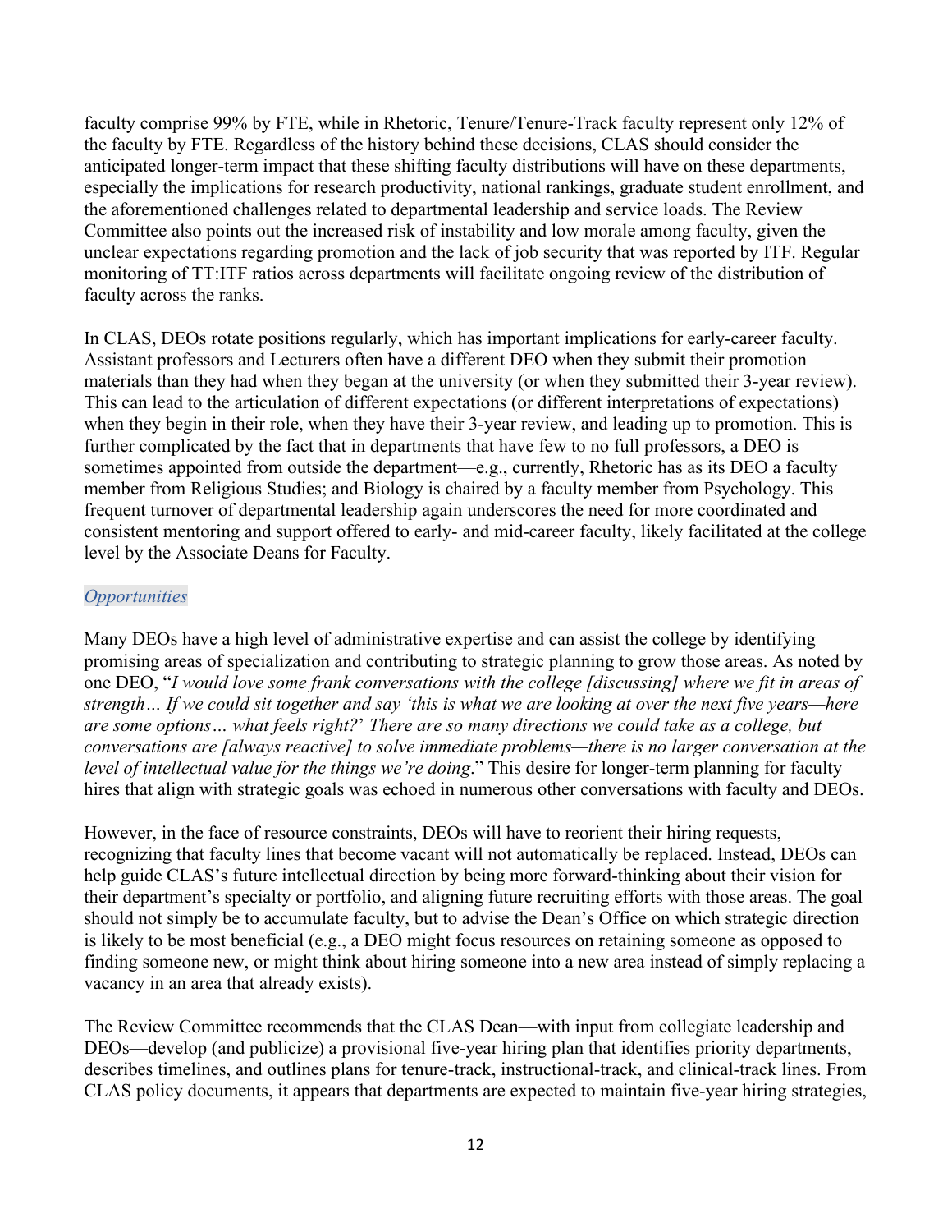faculty comprise 99% by FTE, while in Rhetoric, Tenure/Tenure-Track faculty represent only 12% of the faculty by FTE. Regardless of the history behind these decisions, CLAS should consider the anticipated longer-term impact that these shifting faculty distributions will have on these departments, especially the implications for research productivity, national rankings, graduate student enrollment, and the aforementioned challenges related to departmental leadership and service loads. The Review Committee also points out the increased risk of instability and low morale among faculty, given the unclear expectations regarding promotion and the lack of job security that was reported by ITF. Regular monitoring of TT:ITF ratios across departments will facilitate ongoing review of the distribution of faculty across the ranks.

In CLAS, DEOs rotate positions regularly, which has important implications for early-career faculty. Assistant professors and Lecturers often have a different DEO when they submit their promotion materials than they had when they began at the university (or when they submitted their 3-year review). This can lead to the articulation of different expectations (or different interpretations of expectations) when they begin in their role, when they have their 3-year review, and leading up to promotion. This is further complicated by the fact that in departments that have few to no full professors, a DEO is sometimes appointed from outside the department—e.g., currently, Rhetoric has as its DEO a faculty member from Religious Studies; and Biology is chaired by a faculty member from Psychology. This frequent turnover of departmental leadership again underscores the need for more coordinated and consistent mentoring and support offered to early- and mid-career faculty, likely facilitated at the college level by the Associate Deans for Faculty.

### *Opportunities*

Many DEOs have a high level of administrative expertise and can assist the college by identifying promising areas of specialization and contributing to strategic planning to grow those areas. As noted by one DEO, "*I would love some frank conversations with the college [discussing] where we fit in areas of strength… If we could sit together and say 'this is what we are looking at over the next five years—here are some options… what feels right?' There are so many directions we could take as a college, but conversations are [always reactive] to solve immediate problems—there is no larger conversation at the level of intellectual value for the things we're doing*." This desire for longer-term planning for faculty hires that align with strategic goals was echoed in numerous other conversations with faculty and DEOs.

However, in the face of resource constraints, DEOs will have to reorient their hiring requests, recognizing that faculty lines that become vacant will not automatically be replaced. Instead, DEOs can help guide CLAS's future intellectual direction by being more forward-thinking about their vision for their department's specialty or portfolio, and aligning future recruiting efforts with those areas. The goal should not simply be to accumulate faculty, but to advise the Dean's Office on which strategic direction is likely to be most beneficial (e.g., a DEO might focus resources on retaining someone as opposed to finding someone new, or might think about hiring someone into a new area instead of simply replacing a vacancy in an area that already exists).

The Review Committee recommends that the CLAS Dean—with input from collegiate leadership and DEOs—develop (and publicize) a provisional five-year hiring plan that identifies priority departments, describes timelines, and outlines plans for tenure-track, instructional-track, and clinical-track lines. From CLAS policy documents, it appears that departments are expected to maintain five-year hiring strategies,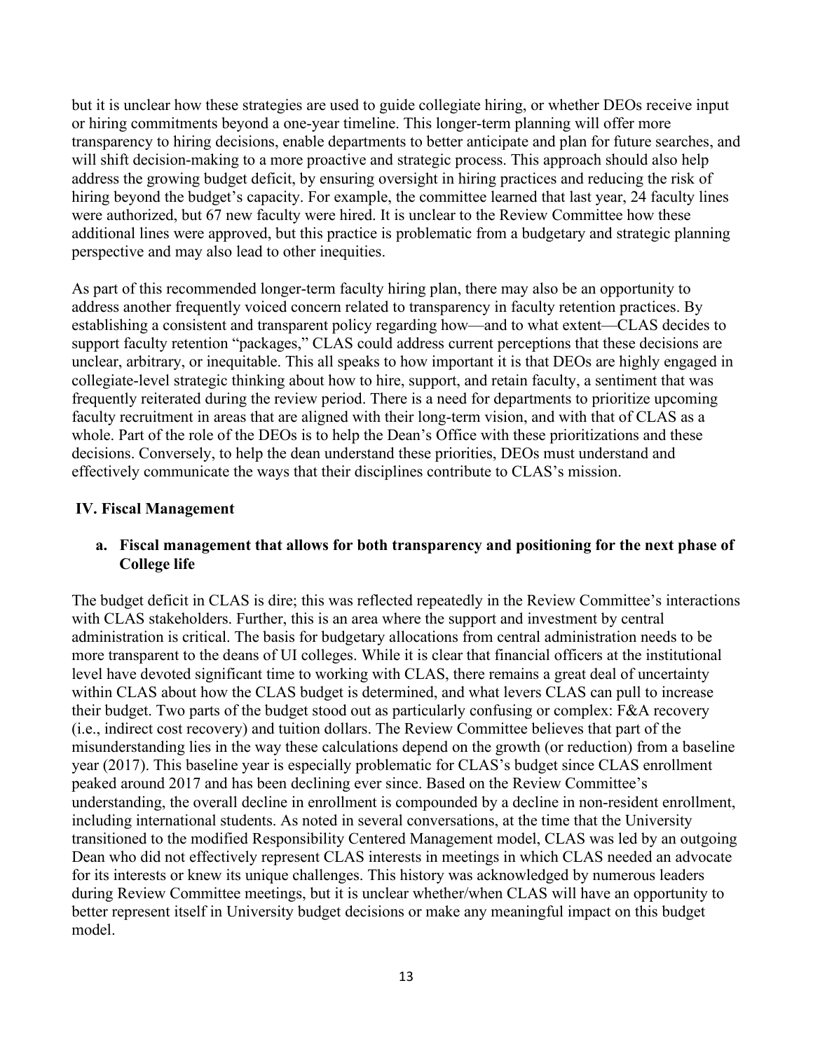but it is unclear how these strategies are used to guide collegiate hiring, or whether DEOs receive input or hiring commitments beyond a one-year timeline. This longer-term planning will offer more transparency to hiring decisions, enable departments to better anticipate and plan for future searches, and will shift decision-making to a more proactive and strategic process. This approach should also help address the growing budget deficit, by ensuring oversight in hiring practices and reducing the risk of hiring beyond the budget's capacity. For example, the committee learned that last year, 24 faculty lines were authorized, but 67 new faculty were hired. It is unclear to the Review Committee how these additional lines were approved, but this practice is problematic from a budgetary and strategic planning perspective and may also lead to other inequities.

As part of this recommended longer-term faculty hiring plan, there may also be an opportunity to address another frequently voiced concern related to transparency in faculty retention practices. By establishing a consistent and transparent policy regarding how—and to what extent—CLAS decides to support faculty retention "packages," CLAS could address current perceptions that these decisions are unclear, arbitrary, or inequitable. This all speaks to how important it is that DEOs are highly engaged in collegiate-level strategic thinking about how to hire, support, and retain faculty, a sentiment that was frequently reiterated during the review period. There is a need for departments to prioritize upcoming faculty recruitment in areas that are aligned with their long-term vision, and with that of CLAS as a whole. Part of the role of the DEOs is to help the Dean's Office with these prioritizations and these decisions. Conversely, to help the dean understand these priorities, DEOs must understand and effectively communicate the ways that their disciplines contribute to CLAS's mission.

## IV. Fiscal Management

### a. Fiscal management that allows for both transparency and positioning for the next phase of College life

The budget deficit in CLAS is dire; this was reflected repeatedly in the Review Committee's interactions with CLAS stakeholders. Further, this is an area where the support and investment by central administration is critical. The basis for budgetary allocations from central administration needs to be more transparent to the deans of UI colleges. While it is clear that financial officers at the institutional level have devoted significant time to working with CLAS, there remains a great deal of uncertainty within CLAS about how the CLAS budget is determined, and what levers CLAS can pull to increase their budget. Two parts of the budget stood out as particularly confusing or complex: F&A recovery (i.e., indirect cost recovery) and tuition dollars. The Review Committee believes that part of the misunderstanding lies in the way these calculations depend on the growth (or reduction) from a baseline year (2017). This baseline year is especially problematic for CLAS's budget since CLAS enrollment peaked around 2017 and has been declining ever since. Based on the Review Committee's understanding, the overall decline in enrollment is compounded by a decline in non-resident enrollment, including international students. As noted in several conversations, at the time that the University transitioned to the modified Responsibility Centered Management model, CLAS was led by an outgoing Dean who did not effectively represent CLAS interests in meetings in which CLAS needed an advocate for its interests or knew its unique challenges. This history was acknowledged by numerous leaders during Review Committee meetings, but it is unclear whether/when CLAS will have an opportunity to better represent itself in University budget decisions or make any meaningful impact on this budget model.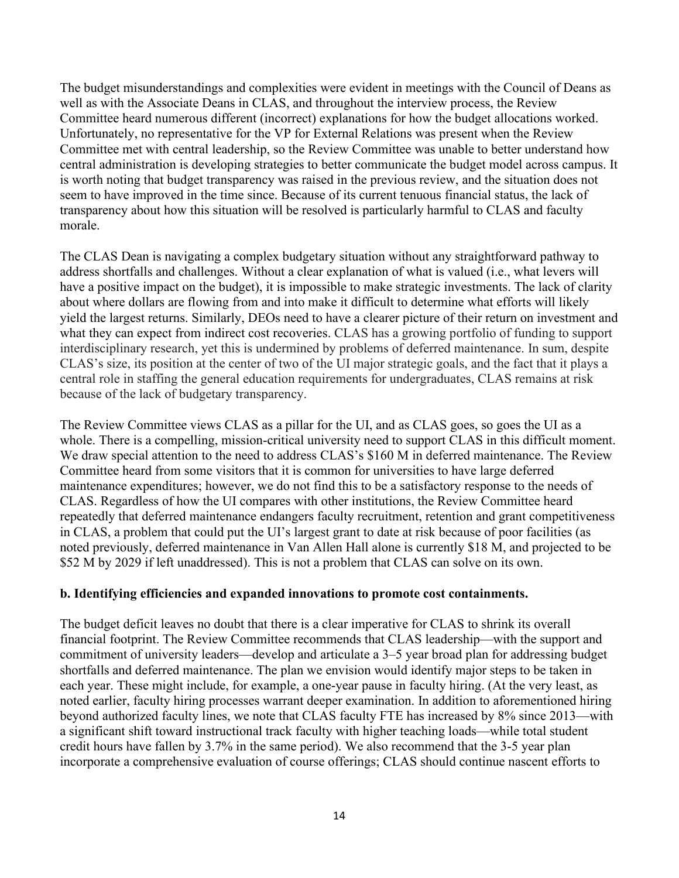The budget misunderstandings and complexities were evident in meetings with the Council of Deans as well as with the Associate Deans in CLAS, and throughout the interview process, the Review Committee heard numerous different (incorrect) explanations for how the budget allocations worked. Unfortunately, no representative for the VP for External Relations was present when the Review Committee met with central leadership, so the Review Committee was unable to better understand how central administration is developing strategies to better communicate the budget model across campus. It is worth noting that budget transparency was raised in the previous review, and the situation does not seem to have improved in the time since. Because of its current tenuous financial status, the lack of transparency about how this situation will be resolved is particularly harmful to CLAS and faculty morale.

The CLAS Dean is navigating a complex budgetary situation without any straightforward pathway to address shortfalls and challenges. Without a clear explanation of what is valued (i.e., what levers will have a positive impact on the budget), it is impossible to make strategic investments. The lack of clarity about where dollars are flowing from and into make it difficult to determine what efforts will likely yield the largest returns. Similarly, DEOs need to have a clearer picture of their return on investment and what they can expect from indirect cost recoveries. CLAS has a growing portfolio of funding to support interdisciplinary research, yet this is undermined by problems of deferred maintenance. In sum, despite CLAS's size, its position at the center of two of the UI major strategic goals, and the fact that it plays a central role in staffing the general education requirements for undergraduates, CLAS remains at risk because of the lack of budgetary transparency.

The Review Committee views CLAS as a pillar for the UI, and as CLAS goes, so goes the UI as a whole. There is a compelling, mission-critical university need to support CLAS in this difficult moment. We draw special attention to the need to address CLAS's $160 M in deferred maintenance. The Review Committee heard from some visitors that it is common for universities to have large deferred maintenance expenditures; however, we do not find this to be a satisfactory response to the needs of CLAS. Regardless of how the UI compares with other institutions, the Review Committee heard repeatedly that deferred maintenance endangers faculty recruitment, retention and grant competitiveness in CLAS, a problem that could put the UI's largest grant to date at risk because of poor facilities (as noted previously, deferred maintenance in Van Allen Hall alone is currently $18 M, and projected to be $52 M by 2029 if left unaddressed). This is not a problem that CLAS can solve on its own.

**b. Identifying efficiencies and expanded innovations to promote cost containments.**

The budget deficit leaves no doubt that there is a clear imperative for CLAS to shrink its overall financial footprint. The Review Committee recommends that CLAS leadership—with the support and commitment of university leaders—develop and articulate a 3–5 year broad plan for addressing budget shortfalls and deferred maintenance. The plan we envision would identify major steps to be taken in each year. These might include, for example, a one-year pause in faculty hiring. (At the very least, as noted earlier, faculty hiring processes warrant deeper examination. In addition to aforementioned hiring beyond authorized faculty lines, we note that CLAS faculty FTE has increased by 8% since 2013—with a significant shift toward instructional track faculty with higher teaching loads—while total student credit hours have fallen by 3.7% in the same period). We also recommend that the 3-5 year plan incorporate a comprehensive evaluation of course offerings; CLAS should continue nascent efforts to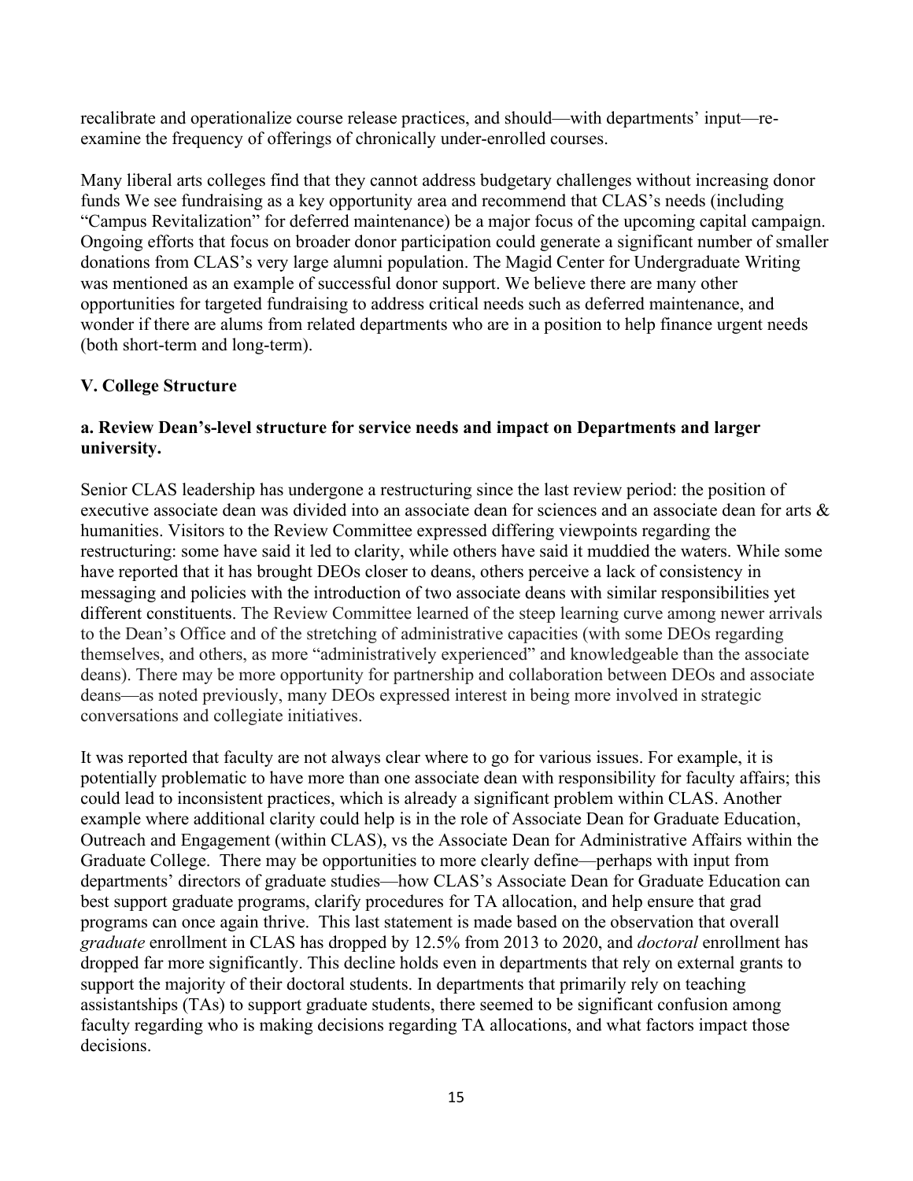recalibrate and operationalize course release practices, and should—with departments' input—re-examine the frequency of offerings of chronically under-enrolled courses.

Many liberal arts colleges find that they cannot address budgetary challenges without increasing donor funds We see fundraising as a key opportunity area and recommend that CLAS's needs (including "Campus Revitalization" for deferred maintenance) be a major focus of the upcoming capital campaign. Ongoing efforts that focus on broader donor participation could generate a significant number of smaller donations from CLAS's very large alumni population. The Magid Center for Undergraduate Writing was mentioned as an example of successful donor support. We believe there are many other opportunities for targeted fundraising to address critical needs such as deferred maintenance, and wonder if there are alums from related departments who are in a position to help finance urgent needs (both short-term and long-term).

## V. College Structure

### a. Review Dean's-level structure for service needs and impact on Departments and larger university.

Senior CLAS leadership has undergone a restructuring since the last review period: the position of executive associate dean was divided into an associate dean for sciences and an associate dean for arts & humanities. Visitors to the Review Committee expressed differing viewpoints regarding the restructuring: some have said it led to clarity, while others have said it muddied the waters. While some have reported that it has brought DEOs closer to deans, others perceive a lack of consistency in messaging and policies with the introduction of two associate deans with similar responsibilities yet different constituents. The Review Committee learned of the steep learning curve among newer arrivals to the Dean's Office and of the stretching of administrative capacities (with some DEOs regarding themselves, and others, as more "administratively experienced" and knowledgeable than the associate deans). There may be more opportunity for partnership and collaboration between DEOs and associate deans—as noted previously, many DEOs expressed interest in being more involved in strategic conversations and collegiate initiatives.

It was reported that faculty are not always clear where to go for various issues. For example, it is potentially problematic to have more than one associate dean with responsibility for faculty affairs; this could lead to inconsistent practices, which is already a significant problem within CLAS. Another example where additional clarity could help is in the role of Associate Dean for Graduate Education, Outreach and Engagement (within CLAS), vs the Associate Dean for Administrative Affairs within the Graduate College. There may be opportunities to more clearly define—perhaps with input from departments' directors of graduate studies—how CLAS's Associate Dean for Graduate Education can best support graduate programs, clarify procedures for TA allocation, and help ensure that grad programs can once again thrive. This last statement is made based on the observation that overall *graduate* enrollment in CLAS has dropped by 12.5% from 2013 to 2020, and *doctoral* enrollment has dropped far more significantly. This decline holds even in departments that rely on external grants to support the majority of their doctoral students. In departments that primarily rely on teaching assistantships (TAs) to support graduate students, there seemed to be significant confusion among faculty regarding who is making decisions regarding TA allocations, and what factors impact those decisions.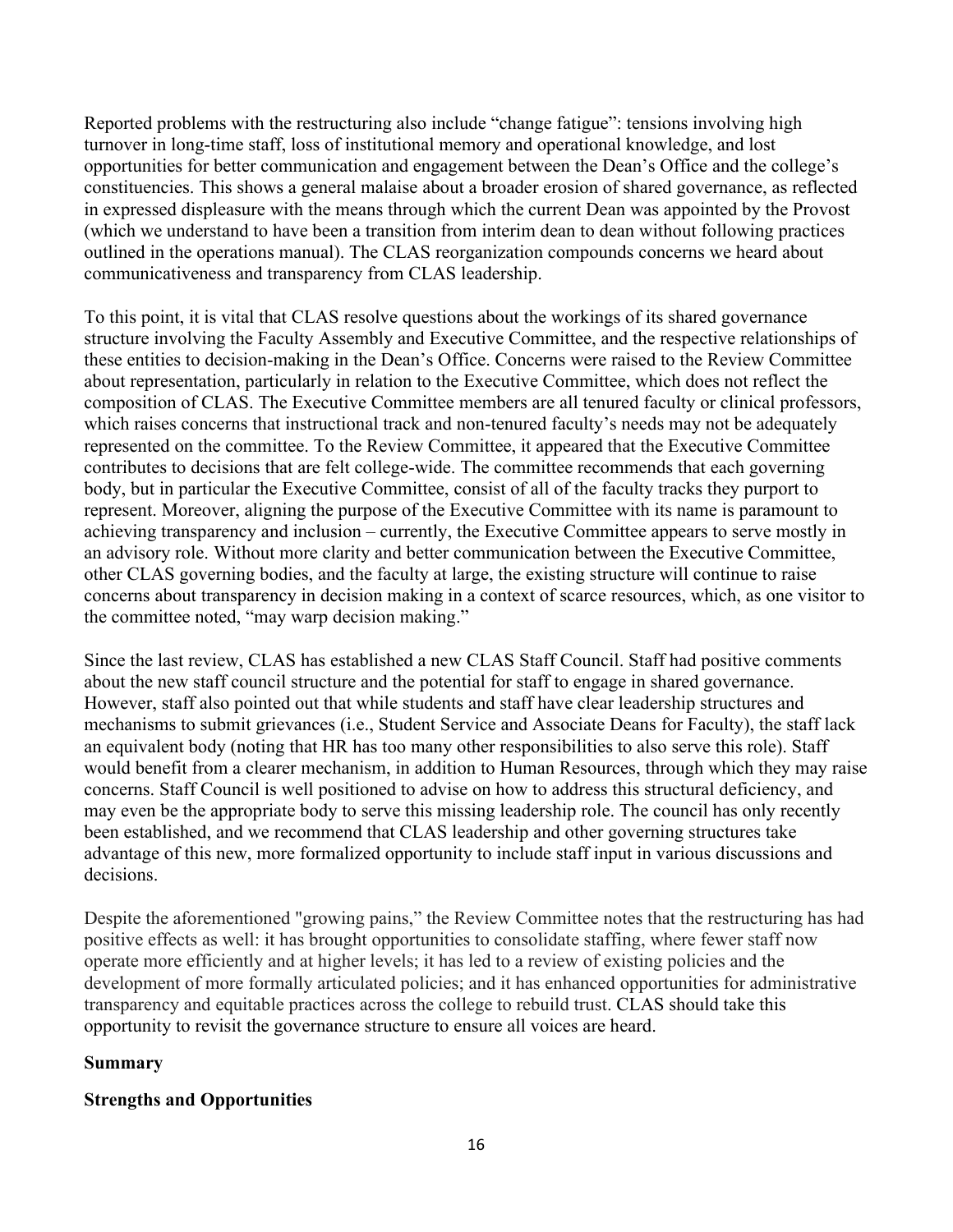Reported problems with the restructuring also include "change fatigue": tensions involving high turnover in long-time staff, loss of institutional memory and operational knowledge, and lost opportunities for better communication and engagement between the Dean's Office and the college's constituencies. This shows a general malaise about a broader erosion of shared governance, as reflected in expressed displeasure with the means through which the current Dean was appointed by the Provost (which we understand to have been a transition from interim dean to dean without following practices outlined in the operations manual). The CLAS reorganization compounds concerns we heard about communicativeness and transparency from CLAS leadership.

To this point, it is vital that CLAS resolve questions about the workings of its shared governance structure involving the Faculty Assembly and Executive Committee, and the respective relationships of these entities to decision-making in the Dean's Office. Concerns were raised to the Review Committee about representation, particularly in relation to the Executive Committee, which does not reflect the composition of CLAS. The Executive Committee members are all tenured faculty or clinical professors, which raises concerns that instructional track and non-tenured faculty's needs may not be adequately represented on the committee. To the Review Committee, it appeared that the Executive Committee contributes to decisions that are felt college-wide. The committee recommends that each governing body, but in particular the Executive Committee, consist of all of the faculty tracks they purport to represent. Moreover, aligning the purpose of the Executive Committee with its name is paramount to achieving transparency and inclusion – currently, the Executive Committee appears to serve mostly in an advisory role. Without more clarity and better communication between the Executive Committee, other CLAS governing bodies, and the faculty at large, the existing structure will continue to raise concerns about transparency in decision making in a context of scarce resources, which, as one visitor to the committee noted, "may warp decision making."

Since the last review, CLAS has established a new CLAS Staff Council. Staff had positive comments about the new staff council structure and the potential for staff to engage in shared governance. However, staff also pointed out that while students and staff have clear leadership structures and mechanisms to submit grievances (i.e., Student Service and Associate Deans for Faculty), the staff lack an equivalent body (noting that HR has too many other responsibilities to also serve this role). Staff would benefit from a clearer mechanism, in addition to Human Resources, through which they may raise concerns. Staff Council is well positioned to advise on how to address this structural deficiency, and may even be the appropriate body to serve this missing leadership role. The council has only recently been established, and we recommend that CLAS leadership and other governing structures take advantage of this new, more formalized opportunity to include staff input in various discussions and decisions.

Despite the aforementioned "growing pains," the Review Committee notes that the restructuring has had positive effects as well: it has brought opportunities to consolidate staffing, where fewer staff now operate more efficiently and at higher levels; it has led to a review of existing policies and the development of more formally articulated policies; and it has enhanced opportunities for administrative transparency and equitable practices across the college to rebuild trust. CLAS should take this opportunity to revisit the governance structure to ensure all voices are heard.

## Summary

### Strengths and Opportunities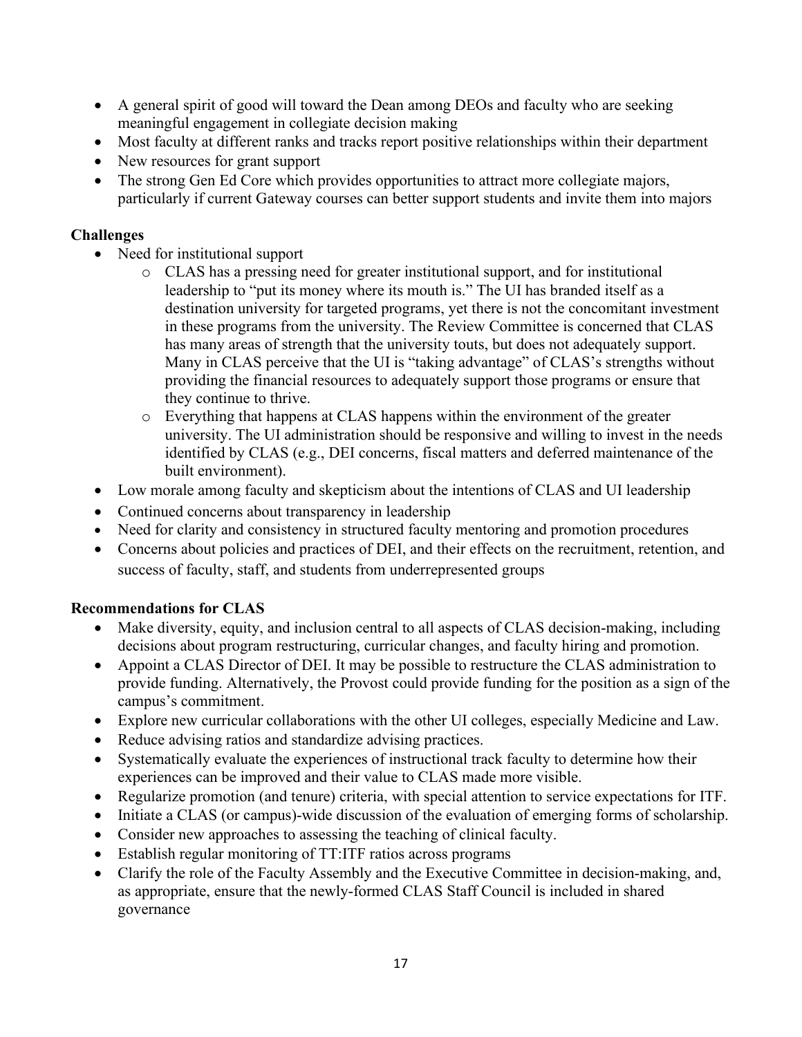- A general spirit of good will toward the Dean among DEOs and faculty who are seeking meaningful engagement in collegiate decision making
- Most faculty at different ranks and tracks report positive relationships within their department
- New resources for grant support
- The strong Gen Ed Core which provides opportunities to attract more collegiate majors, particularly if current Gateway courses can better support students and invite them into majors

**Challenges**

- Need for institutional support
  - CLAS has a pressing need for greater institutional support, and for institutional leadership to "put its money where its mouth is." The UI has branded itself as a destination university for targeted programs, yet there is not the concomitant investment in these programs from the university. The Review Committee is concerned that CLAS has many areas of strength that the university touts, but does not adequately support. Many in CLAS perceive that the UI is "taking advantage" of CLAS's strengths without providing the financial resources to adequately support those programs or ensure that they continue to thrive.
  - Everything that happens at CLAS happens within the environment of the greater university. The UI administration should be responsive and willing to invest in the needs identified by CLAS (e.g., DEI concerns, fiscal matters and deferred maintenance of the built environment).
- Low morale among faculty and skepticism about the intentions of CLAS and UI leadership
- Continued concerns about transparency in leadership
- Need for clarity and consistency in structured faculty mentoring and promotion procedures
- Concerns about policies and practices of DEI, and their effects on the recruitment, retention, and success of faculty, staff, and students from underrepresented groups

**Recommendations for CLAS**

- Make diversity, equity, and inclusion central to all aspects of CLAS decision-making, including decisions about program restructuring, curricular changes, and faculty hiring and promotion.
- Appoint a CLAS Director of DEI. It may be possible to restructure the CLAS administration to provide funding. Alternatively, the Provost could provide funding for the position as a sign of the campus's commitment.
- Explore new curricular collaborations with the other UI colleges, especially Medicine and Law.
- Reduce advising ratios and standardize advising practices.
- Systematically evaluate the experiences of instructional track faculty to determine how their experiences can be improved and their value to CLAS made more visible.
- Regularize promotion (and tenure) criteria, with special attention to service expectations for ITF.
- Initiate a CLAS (or campus)-wide discussion of the evaluation of emerging forms of scholarship.
- Consider new approaches to assessing the teaching of clinical faculty.
- Establish regular monitoring of TT:ITF ratios across programs
- Clarify the role of the Faculty Assembly and the Executive Committee in decision-making, and, as appropriate, ensure that the newly-formed CLAS Staff Council is included in shared governance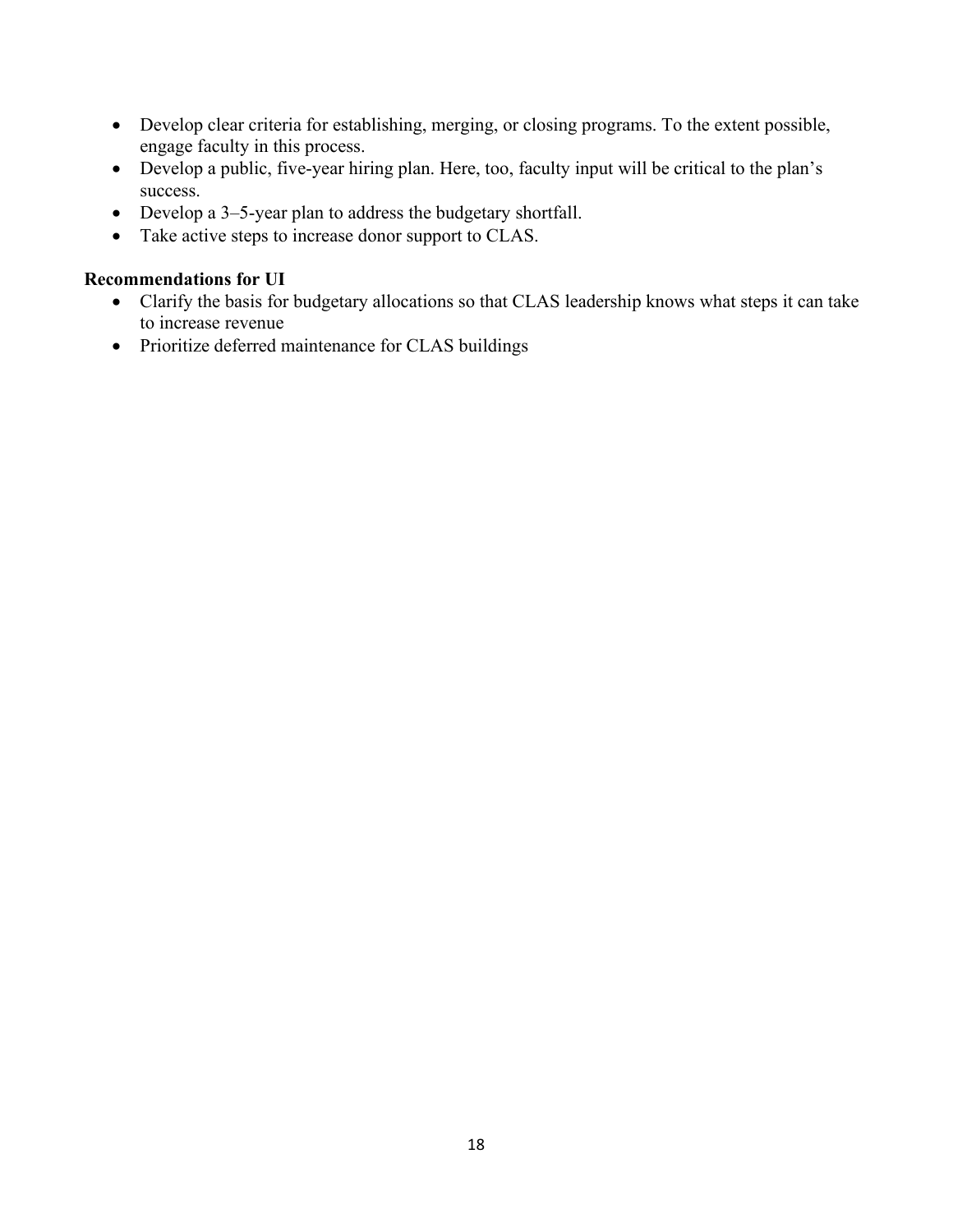- Develop clear criteria for establishing, merging, or closing programs. To the extent possible, engage faculty in this process.
- Develop a public, five-year hiring plan. Here, too, faculty input will be critical to the plan's success.
- Develop a 3–5-year plan to address the budgetary shortfall.
- Take active steps to increase donor support to CLAS.

**Recommendations for UI**

- Clarify the basis for budgetary allocations so that CLAS leadership knows what steps it can take to increase revenue
- Prioritize deferred maintenance for CLAS buildings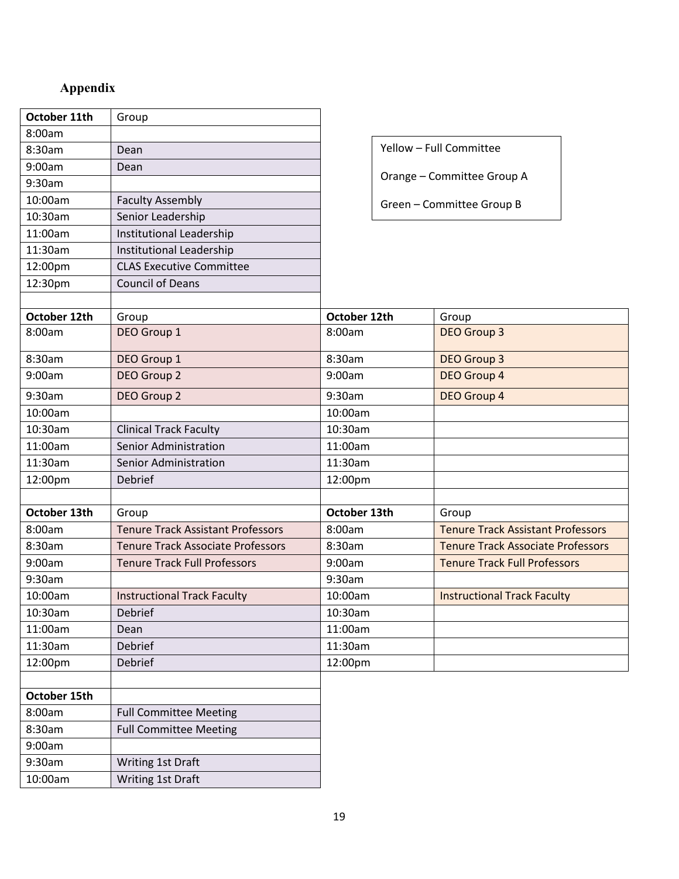## Appendix

| October 11th | Group |
|---|---|
| 8:00am | |
| 8:30am | Dean |
| 9:00am | Dean |
| 9:30am | |
| 10:00am | Faculty Assembly |
| 10:30am | Senior Leadership |
| 11:00am | Institutional Leadership |
| 11:30am | Institutional Leadership |
| 12:00pm | CLAS Executive Committee |
| 12:30pm | Council of Deans |

Yellow – Full Committee

Orange – Committee Group A

Green – Committee Group B

| October 12th | Group | October 12th | Group |
|---|---|---|---|
| 8:00am | DEO Group 1 | 8:00am | DEO Group 3 |
| 8:30am | DEO Group 1 | 8:30am | DEO Group 3 |
| 9:00am | DEO Group 2 | 9:00am | DEO Group 4 |
| 9:30am | DEO Group 2 | 9:30am | DEO Group 4 |
| 10:00am | | 10:00am | |
| 10:30am | Clinical Track Faculty | 10:30am | |
| 11:00am | Senior Administration | 11:00am | |
| 11:30am | Senior Administration | 11:30am | |
| 12:00pm | Debrief | 12:00pm | |

| October 13th | Group | October 13th | Group |
|---|---|---|---|
| 8:00am | Tenure Track Assistant Professors | 8:00am | Tenure Track Assistant Professors |
| 8:30am | Tenure Track Associate Professors | 8:30am | Tenure Track Associate Professors |
| 9:00am | Tenure Track Full Professors | 9:00am | Tenure Track Full Professors |
| 9:30am | | 9:30am | |
| 10:00am | Instructional Track Faculty | 10:00am | Instructional Track Faculty |
| 10:30am | Debrief | 10:30am | |
| 11:00am | Dean | 11:00am | |
| 11:30am | Debrief | 11:30am | |
| 12:00pm | Debrief | 12:00pm | |

| October 15th | |
|---|---|
| 8:00am | Full Committee Meeting |
| 8:30am | Full Committee Meeting |
| 9:00am | |
| 9:30am | Writing 1st Draft |
| 10:00am | Writing 1st Draft |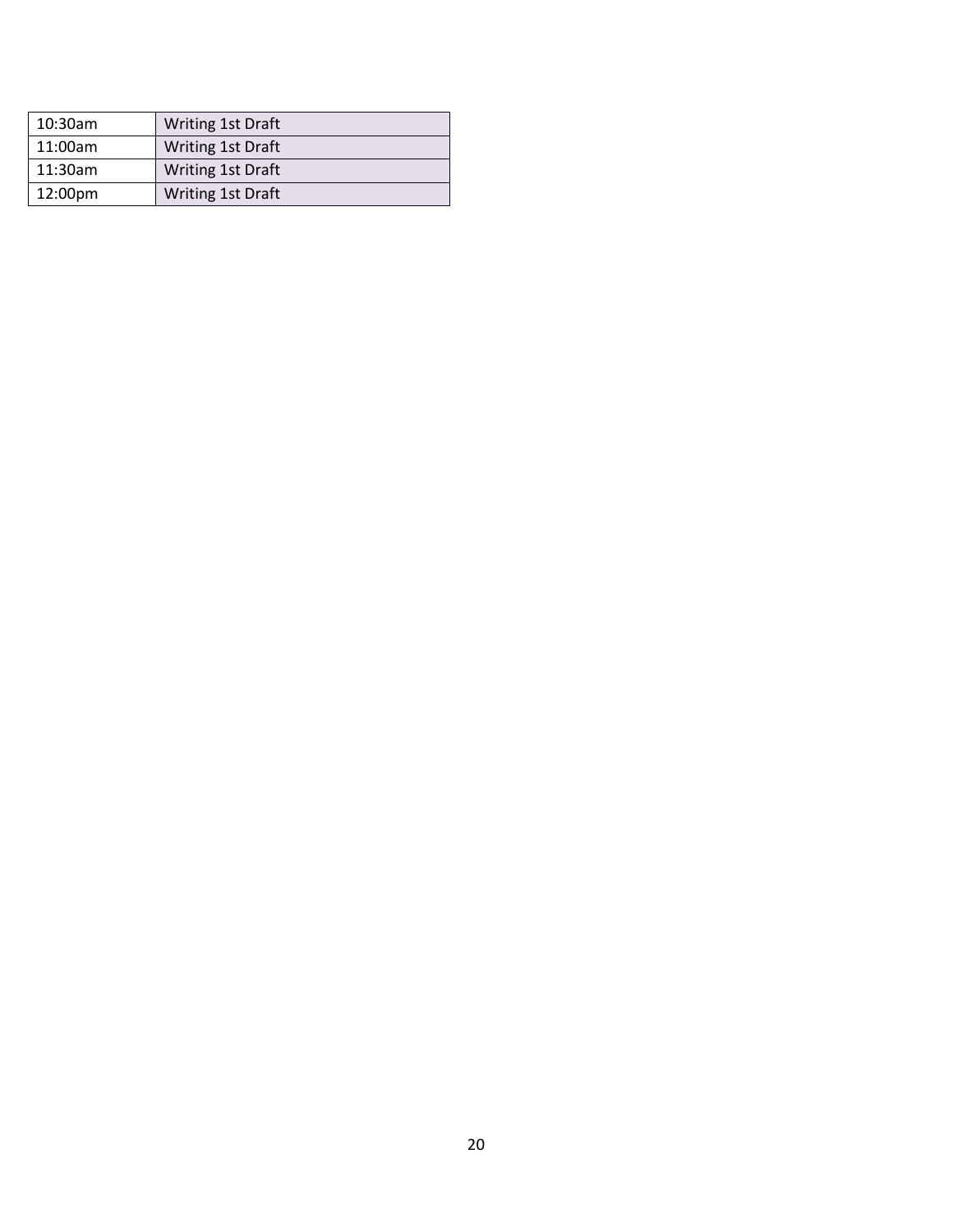| | |
|---|---|
| 10:30am | Writing 1st Draft |
| 11:00am | Writing 1st Draft |
| 11:30am | Writing 1st Draft |
| 12:00pm | Writing 1st Draft |